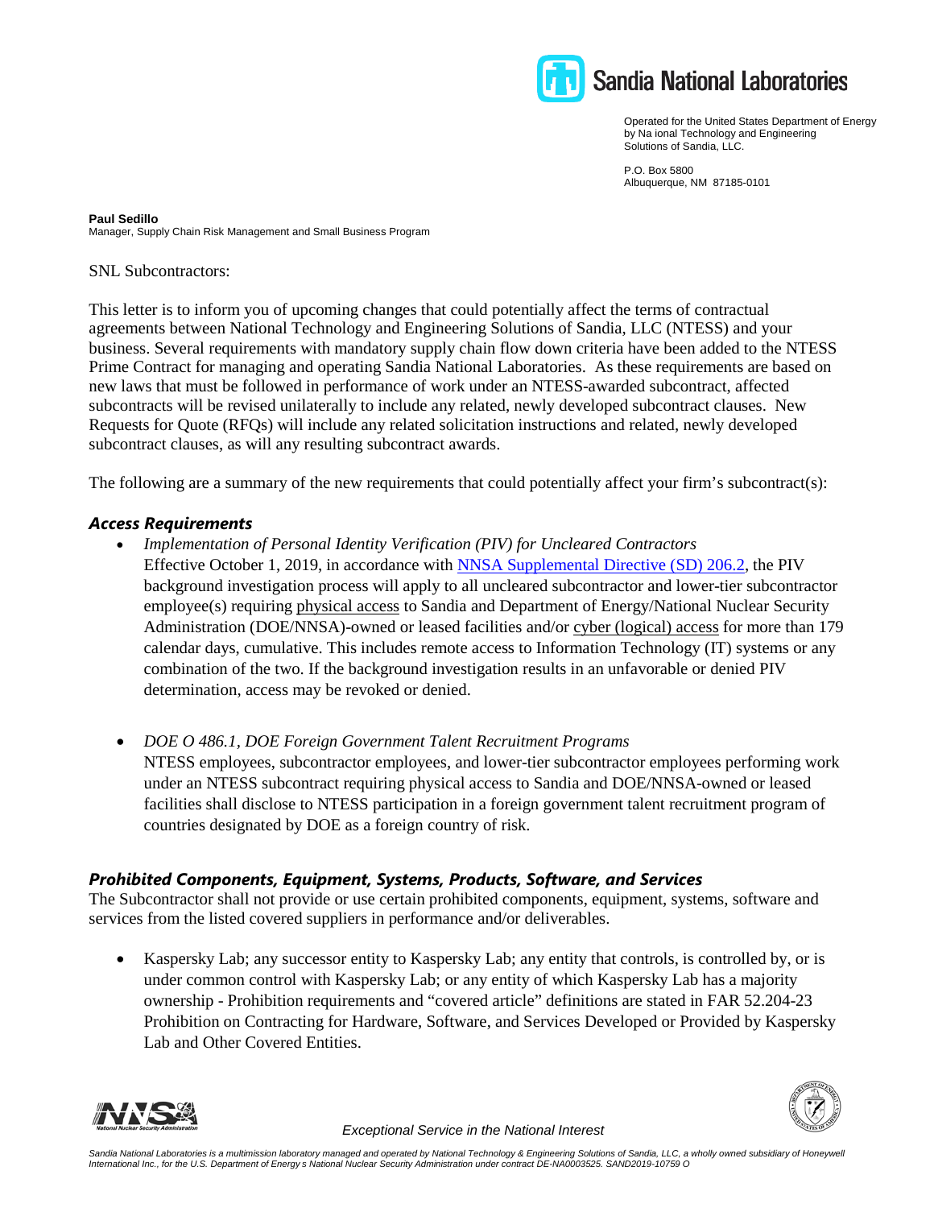# Sandia National Laboratories

Operated for the United States Department of Energy by Na ional Technology and Engineering Solutions of Sandia, LLC.

P.O. Box 5800
Albuquerque, NM 87185-0101

**Paul Sedillo**
Manager, Supply Chain Risk Management and Small Business Program

SNL Subcontractors:

This letter is to inform you of upcoming changes that could potentially affect the terms of contractual agreements between National Technology and Engineering Solutions of Sandia, LLC (NTESS) and your business. Several requirements with mandatory supply chain flow down criteria have been added to the NTESS Prime Contract for managing and operating Sandia National Laboratories. As these requirements are based on new laws that must be followed in performance of work under an NTESS-awarded subcontract, affected subcontracts will be revised unilaterally to include any related, newly developed subcontract clauses. New Requests for Quote (RFQs) will include any related solicitation instructions and related, newly developed subcontract clauses, as will any resulting subcontract awards.

The following are a summary of the new requirements that could potentially affect your firm's subcontract(s):

### *Access Requirements*

- *Implementation of Personal Identity Verification (PIV) for Uncleared Contractors*
  Effective October 1, 2019, in accordance with NNSA Supplemental Directive (SD) 206.2, the PIV background investigation process will apply to all uncleared subcontractor and lower-tier subcontractor employee(s) requiring physical access to Sandia and Department of Energy/National Nuclear Security Administration (DOE/NNSA)-owned or leased facilities and/or cyber (logical) access for more than 179 calendar days, cumulative. This includes remote access to Information Technology (IT) systems or any combination of the two. If the background investigation results in an unfavorable or denied PIV determination, access may be revoked or denied.

- *DOE O 486.1, DOE Foreign Government Talent Recruitment Programs*
  NTESS employees, subcontractor employees, and lower-tier subcontractor employees performing work under an NTESS subcontract requiring physical access to Sandia and DOE/NNSA-owned or leased facilities shall disclose to NTESS participation in a foreign government talent recruitment program of countries designated by DOE as a foreign country of risk.

### *Prohibited Components, Equipment, Systems, Products, Software, and Services*

The Subcontractor shall not provide or use certain prohibited components, equipment, systems, software and services from the listed covered suppliers in performance and/or deliverables.

- Kaspersky Lab; any successor entity to Kaspersky Lab; any entity that controls, is controlled by, or is under common control with Kaspersky Lab; or any entity of which Kaspersky Lab has a majority ownership - Prohibition requirements and "covered article" definitions are stated in FAR 52.204-23 Prohibition on Contracting for Hardware, Software, and Services Developed or Provided by Kaspersky Lab and Other Covered Entities.

*Exceptional Service in the National Interest*

*Sandia National Laboratories is a multimission laboratory managed and operated by National Technology & Engineering Solutions of Sandia, LLC, a wholly owned subsidiary of Honeywell International Inc., for the U.S. Department of Energy s National Nuclear Security Administration under contract DE-NA0003525. SAND2019-10759 O*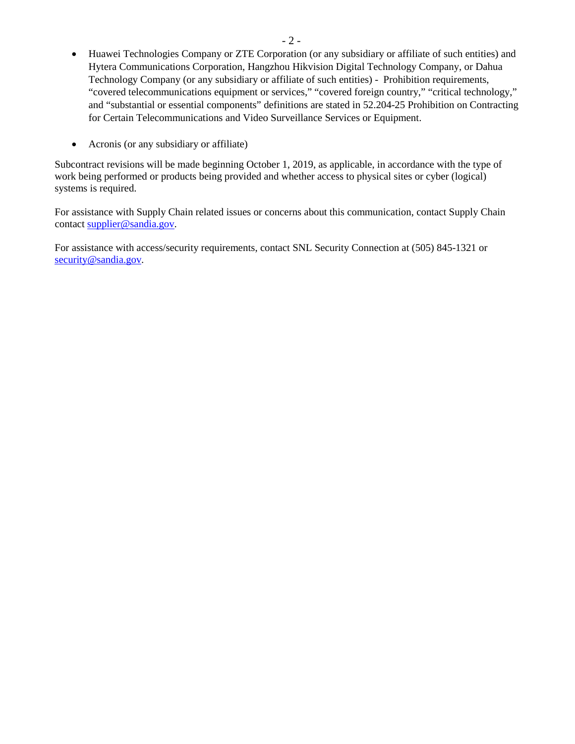- Huawei Technologies Company or ZTE Corporation (or any subsidiary or affiliate of such entities) and Hytera Communications Corporation, Hangzhou Hikvision Digital Technology Company, or Dahua Technology Company (or any subsidiary or affiliate of such entities) - Prohibition requirements, "covered telecommunications equipment or services," "covered foreign country," "critical technology," and "substantial or essential components" definitions are stated in 52.204-25 Prohibition on Contracting for Certain Telecommunications and Video Surveillance Services or Equipment.

- Acronis (or any subsidiary or affiliate)

Subcontract revisions will be made beginning October 1, 2019, as applicable, in accordance with the type of work being performed or products being provided and whether access to physical sites or cyber (logical) systems is required.

For assistance with Supply Chain related issues or concerns about this communication, contact Supply Chain contact supplier@sandia.gov.

For assistance with access/security requirements, contact SNL Security Connection at (505) 845-1321 or security@sandia.gov.